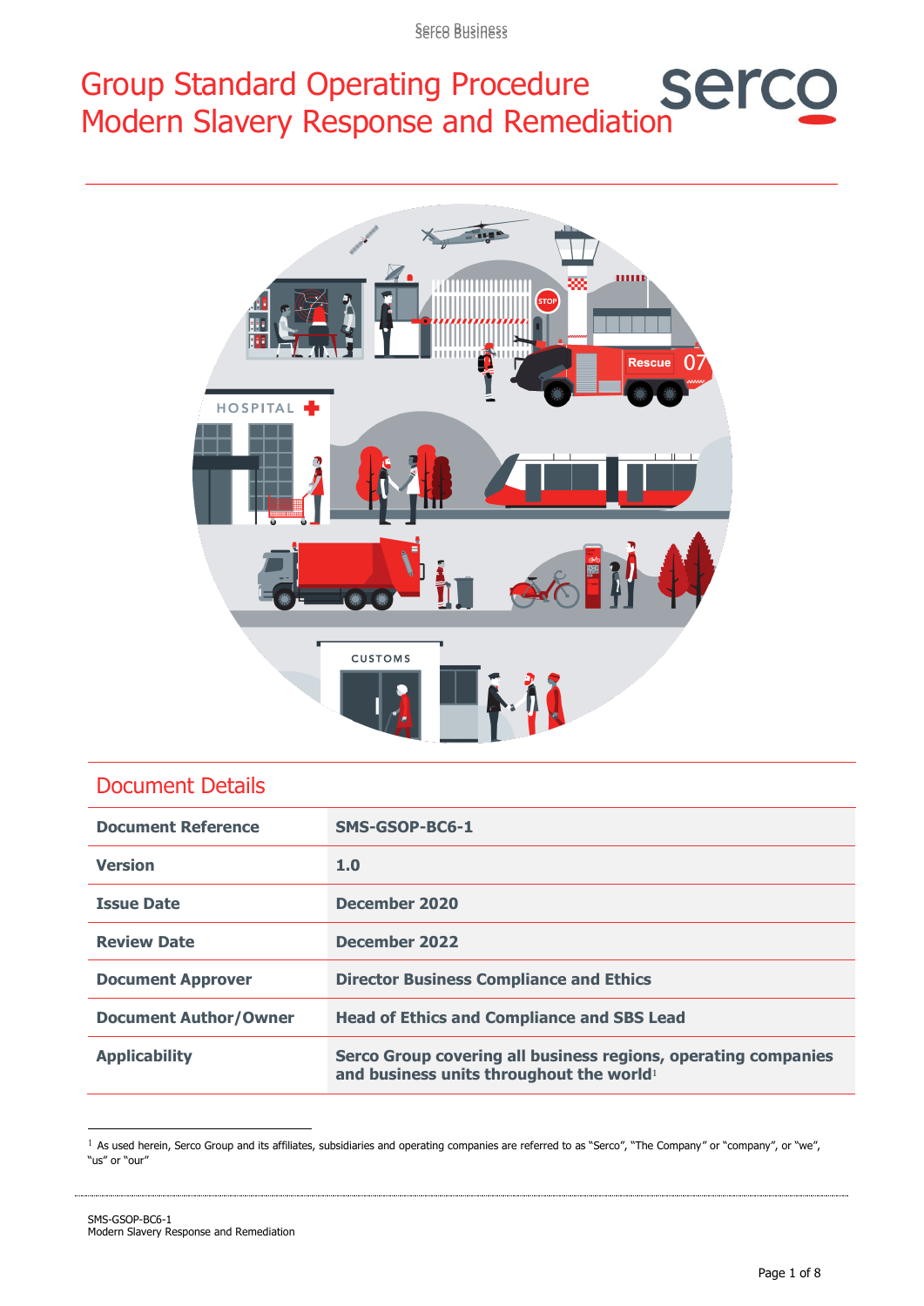# Group Standard Operating Procedure Modern Slavery Response and Remediation

## Document Details

| | |
|---|---|
| **Document Reference** | **SMS-GSOP-BC6-1** |
| **Version** | **1.0** |
| **Issue Date** | **December 2020** |
| **Review Date** | **December 2022** |
| **Document Approver** | **Director Business Compliance and Ethics** |
| **Document Author/Owner** | **Head of Ethics and Compliance and SBS Lead** |
| **Applicability** | **Serco Group covering all business regions, operating companies and business units throughout the world**[1] |

[1] As used herein, Serco Group and its affiliates, subsidiaries and operating companies are referred to as "Serco", "The Company" or "company", or "we", "us" or "our"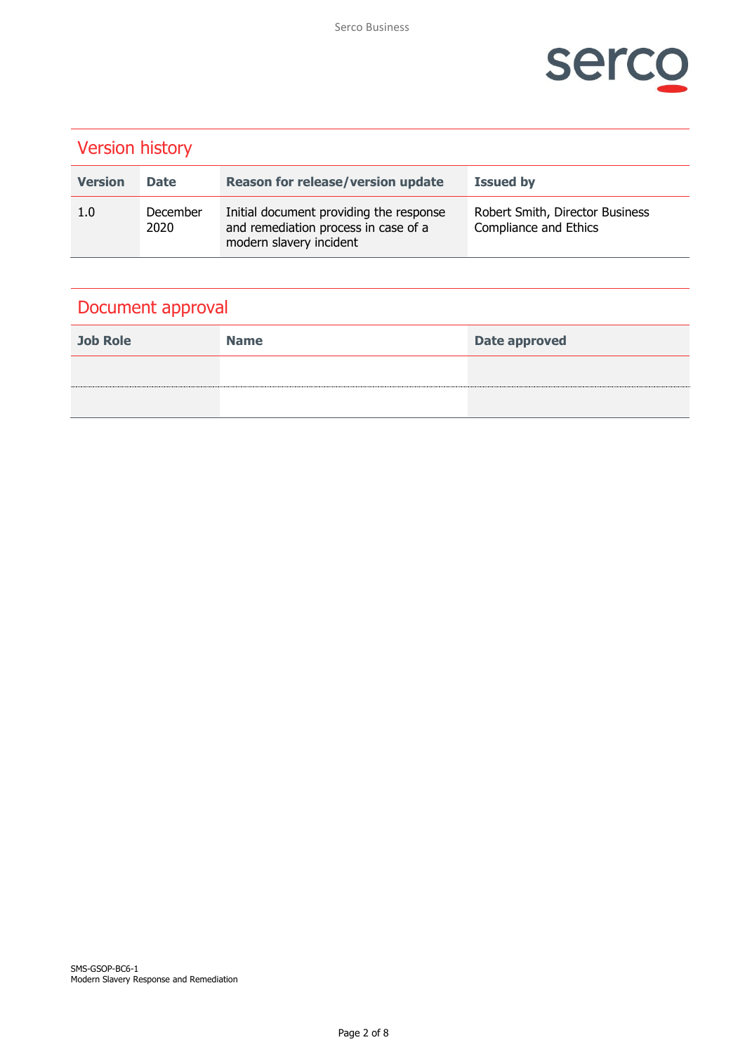## Version history

| Version | Date | Reason for release/version update | Issued by |
|---|---|---|---|
| 1.0 | December 2020 | Initial document providing the response and remediation process in case of a modern slavery incident | Robert Smith, Director Business Compliance and Ethics |

## Document approval

| Job Role | Name | Date approved |
|---|---|---|
| | | |
| | | |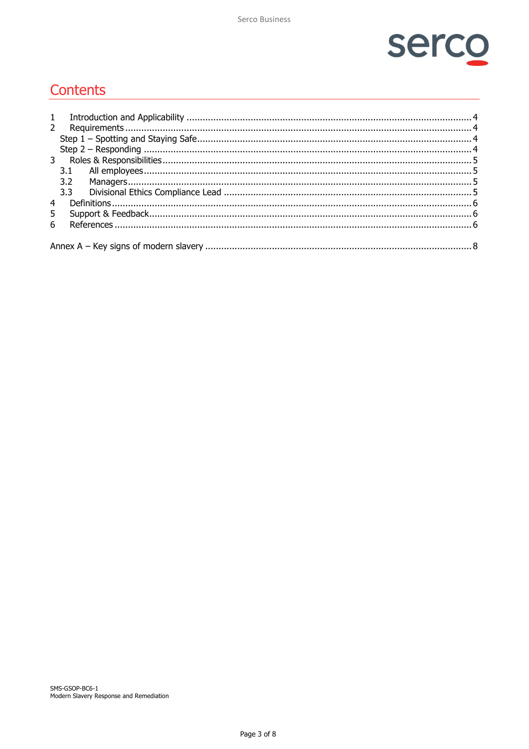# Contents

1 Introduction and Applicability ..... 4
2 Requirements ..... 4
  Step 1 – Spotting and Staying Safe ..... 4
  Step 2 – Responding ..... 4
3 Roles & Responsibilities ..... 5
  3.1 All employees ..... 5
  3.2 Managers ..... 5
  3.3 Divisional Ethics Compliance Lead ..... 5
4 Definitions ..... 6
5 Support & Feedback ..... 6
6 References ..... 6

Annex A – Key signs of modern slavery ..... 8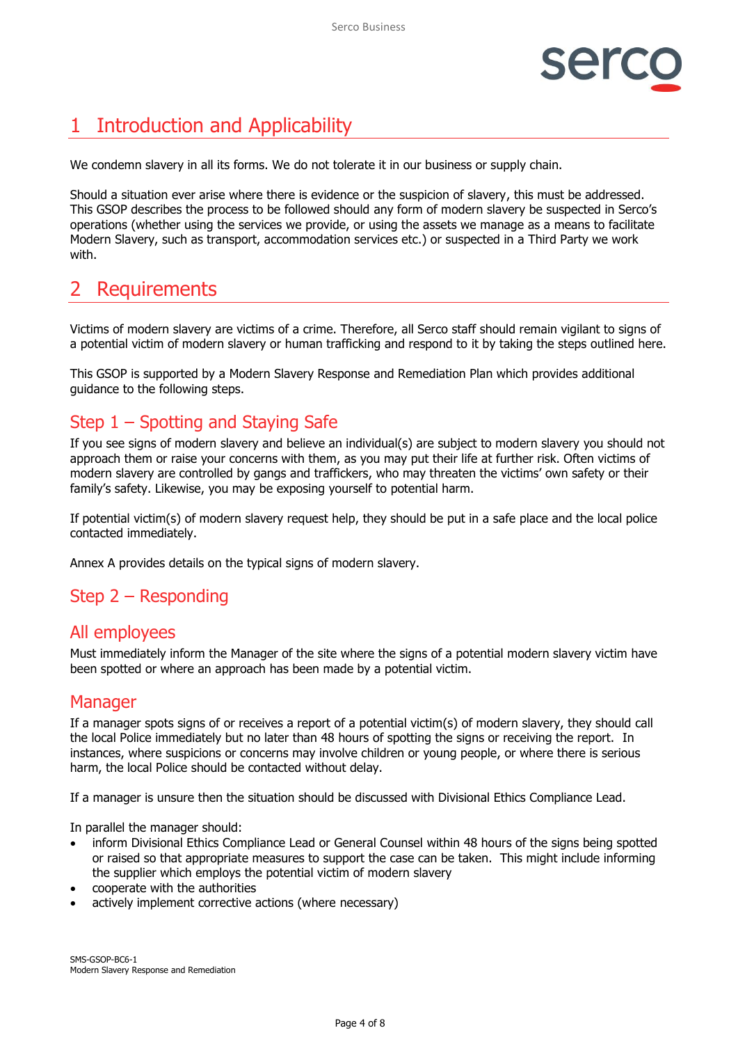# 1 Introduction and Applicability

We condemn slavery in all its forms. We do not tolerate it in our business or supply chain.

Should a situation ever arise where there is evidence or the suspicion of slavery, this must be addressed. This GSOP describes the process to be followed should any form of modern slavery be suspected in Serco's operations (whether using the services we provide, or using the assets we manage as a means to facilitate Modern Slavery, such as transport, accommodation services etc.) or suspected in a Third Party we work with.

# 2 Requirements

Victims of modern slavery are victims of a crime. Therefore, all Serco staff should remain vigilant to signs of a potential victim of modern slavery or human trafficking and respond to it by taking the steps outlined here.

This GSOP is supported by a Modern Slavery Response and Remediation Plan which provides additional guidance to the following steps.

## Step 1 – Spotting and Staying Safe

If you see signs of modern slavery and believe an individual(s) are subject to modern slavery you should not approach them or raise your concerns with them, as you may put their life at further risk. Often victims of modern slavery are controlled by gangs and traffickers, who may threaten the victims' own safety or their family's safety. Likewise, you may be exposing yourself to potential harm.

If potential victim(s) of modern slavery request help, they should be put in a safe place and the local police contacted immediately.

Annex A provides details on the typical signs of modern slavery.

## Step 2 – Responding

## All employees

Must immediately inform the Manager of the site where the signs of a potential modern slavery victim have been spotted or where an approach has been made by a potential victim.

## Manager

If a manager spots signs of or receives a report of a potential victim(s) of modern slavery, they should call the local Police immediately but no later than 48 hours of spotting the signs or receiving the report. In instances, where suspicions or concerns may involve children or young people, or where there is serious harm, the local Police should be contacted without delay.

If a manager is unsure then the situation should be discussed with Divisional Ethics Compliance Lead.

In parallel the manager should:

- inform Divisional Ethics Compliance Lead or General Counsel within 48 hours of the signs being spotted or raised so that appropriate measures to support the case can be taken. This might include informing the supplier which employs the potential victim of modern slavery
- cooperate with the authorities
- actively implement corrective actions (where necessary)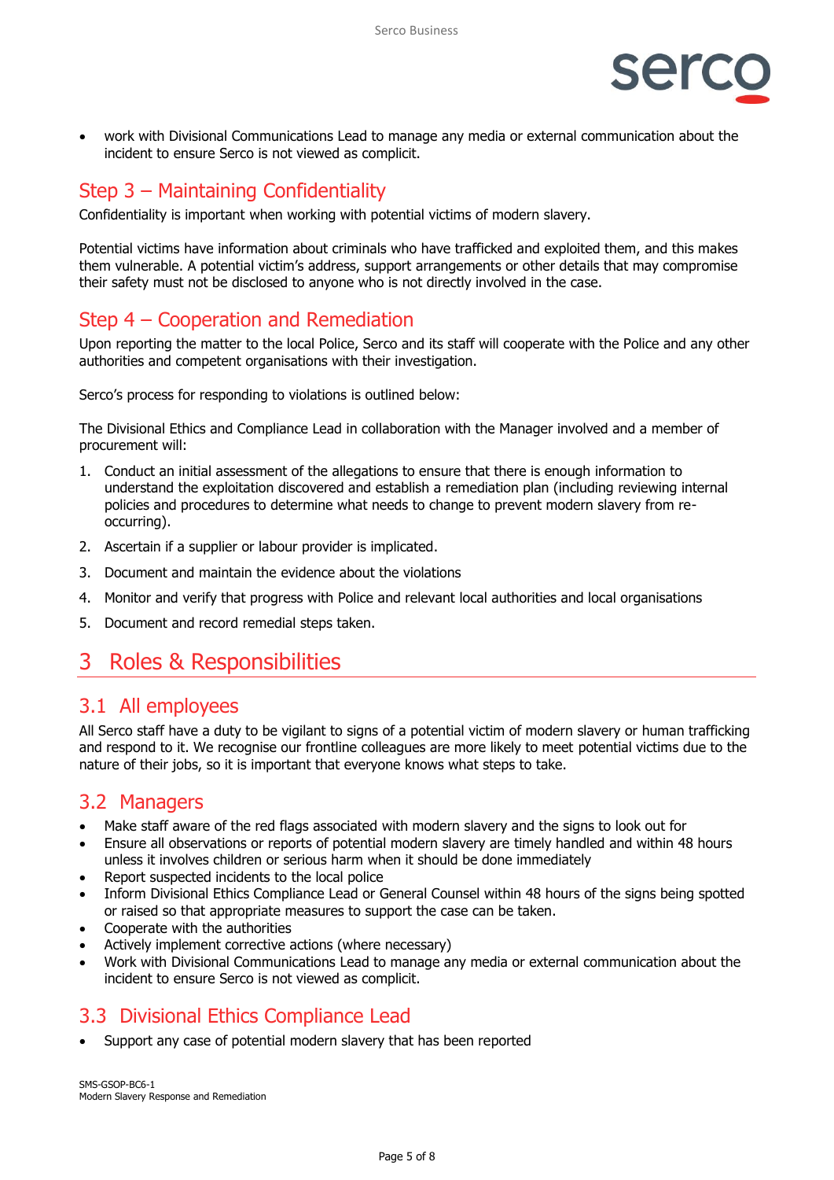- work with Divisional Communications Lead to manage any media or external communication about the incident to ensure Serco is not viewed as complicit.

### Step 3 – Maintaining Confidentiality

Confidentiality is important when working with potential victims of modern slavery.

Potential victims have information about criminals who have trafficked and exploited them, and this makes them vulnerable. A potential victim's address, support arrangements or other details that may compromise their safety must not be disclosed to anyone who is not directly involved in the case.

### Step 4 – Cooperation and Remediation

Upon reporting the matter to the local Police, Serco and its staff will cooperate with the Police and any other authorities and competent organisations with their investigation.

Serco's process for responding to violations is outlined below:

The Divisional Ethics and Compliance Lead in collaboration with the Manager involved and a member of procurement will:

1. Conduct an initial assessment of the allegations to ensure that there is enough information to understand the exploitation discovered and establish a remediation plan (including reviewing internal policies and procedures to determine what needs to change to prevent modern slavery from re-occurring).
2. Ascertain if a supplier or labour provider is implicated.
3. Document and maintain the evidence about the violations
4. Monitor and verify that progress with Police and relevant local authorities and local organisations
5. Document and record remedial steps taken.

# 3 Roles & Responsibilities

## 3.1 All employees

All Serco staff have a duty to be vigilant to signs of a potential victim of modern slavery or human trafficking and respond to it. We recognise our frontline colleagues are more likely to meet potential victims due to the nature of their jobs, so it is important that everyone knows what steps to take.

## 3.2 Managers

- Make staff aware of the red flags associated with modern slavery and the signs to look out for
- Ensure all observations or reports of potential modern slavery are timely handled and within 48 hours unless it involves children or serious harm when it should be done immediately
- Report suspected incidents to the local police
- Inform Divisional Ethics Compliance Lead or General Counsel within 48 hours of the signs being spotted or raised so that appropriate measures to support the case can be taken.
- Cooperate with the authorities
- Actively implement corrective actions (where necessary)
- Work with Divisional Communications Lead to manage any media or external communication about the incident to ensure Serco is not viewed as complicit.

## 3.3 Divisional Ethics Compliance Lead

- Support any case of potential modern slavery that has been reported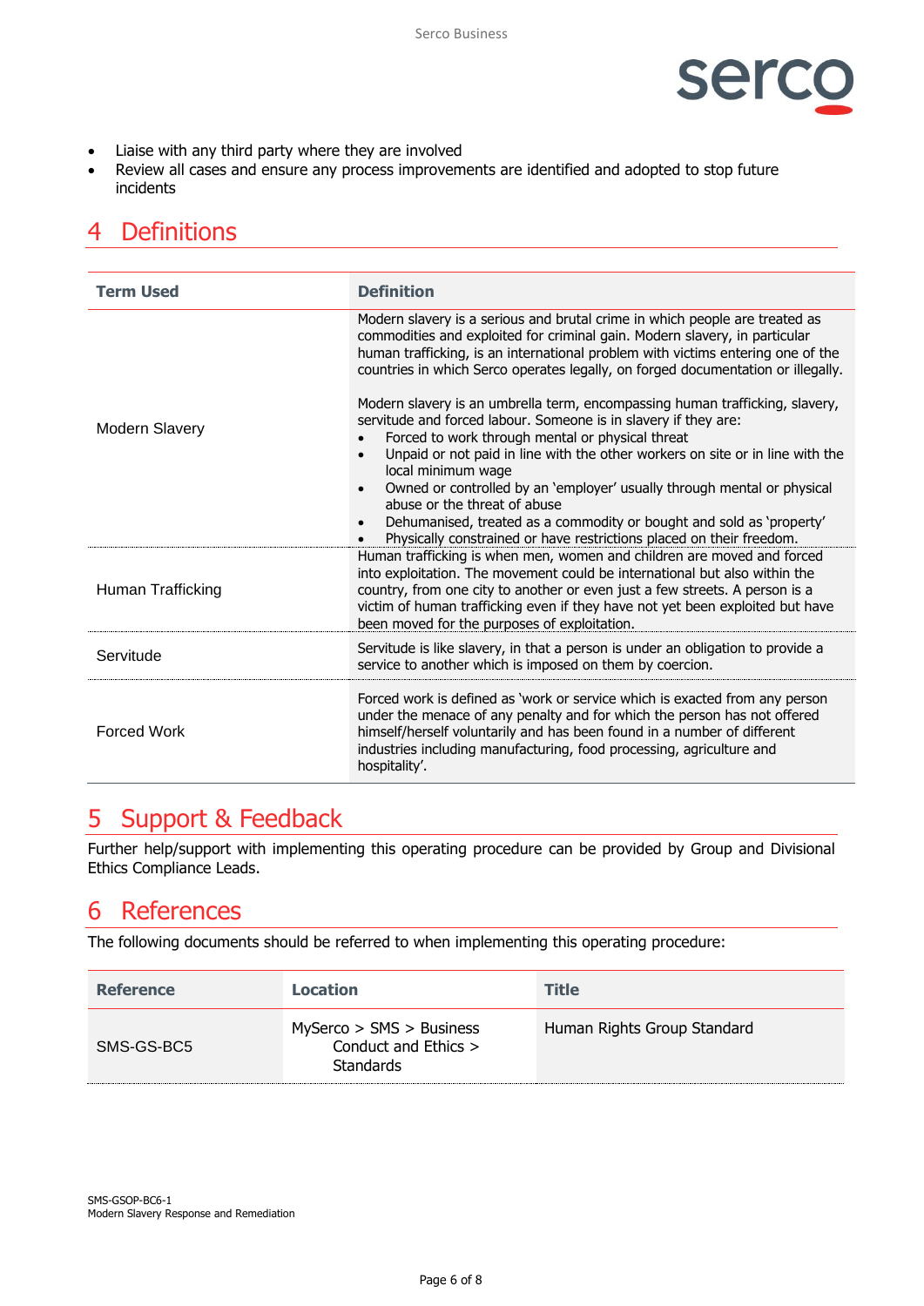- Liaise with any third party where they are involved
- Review all cases and ensure any process improvements are identified and adopted to stop future incidents

# 4 Definitions

| Term Used | Definition |
|---|---|
| Modern Slavery | Modern slavery is a serious and brutal crime in which people are treated as commodities and exploited for criminal gain. Modern slavery, in particular human trafficking, is an international problem with victims entering one of the countries in which Serco operates legally, on forged documentation or illegally.<br><br>Modern slavery is an umbrella term, encompassing human trafficking, slavery, servitude and forced labour. Someone is in slavery if they are:<br>• Forced to work through mental or physical threat<br>• Unpaid or not paid in line with the other workers on site or in line with the local minimum wage<br>• Owned or controlled by an 'employer' usually through mental or physical abuse or the threat of abuse<br>• Dehumanised, treated as a commodity or bought and sold as 'property'<br>• Physically constrained or have restrictions placed on their freedom. |
| Human Trafficking | Human trafficking is when men, women and children are moved and forced into exploitation. The movement could be international but also within the country, from one city to another or even just a few streets. A person is a victim of human trafficking even if they have not yet been exploited but have been moved for the purposes of exploitation. |
| Servitude | Servitude is like slavery, in that a person is under an obligation to provide a service to another which is imposed on them by coercion. |
| Forced Work | Forced work is defined as 'work or service which is exacted from any person under the menace of any penalty and for which the person has not offered himself/herself voluntarily and has been found in a number of different industries including manufacturing, food processing, agriculture and hospitality'. |

# 5 Support & Feedback

Further help/support with implementing this operating procedure can be provided by Group and Divisional Ethics Compliance Leads.

# 6 References

The following documents should be referred to when implementing this operating procedure:

| Reference | Location | Title |
|---|---|---|
| SMS-GS-BC5 | MySerco > SMS > Business Conduct and Ethics > Standards | Human Rights Group Standard |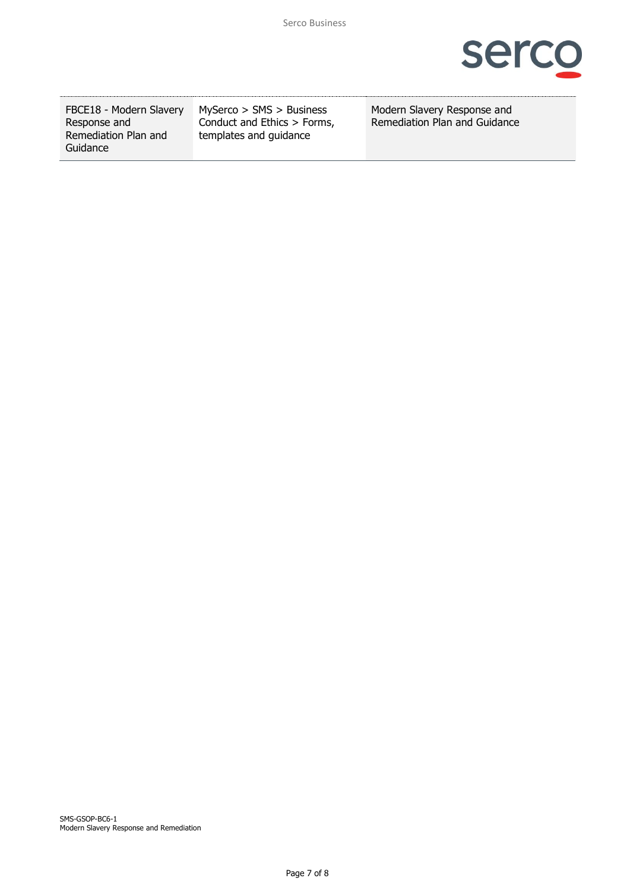| | | |
|---|---|---|
| FBCE18 - Modern Slavery Response and Remediation Plan and Guidance | MySerco > SMS > Business Conduct and Ethics > Forms, templates and guidance | Modern Slavery Response and Remediation Plan and Guidance |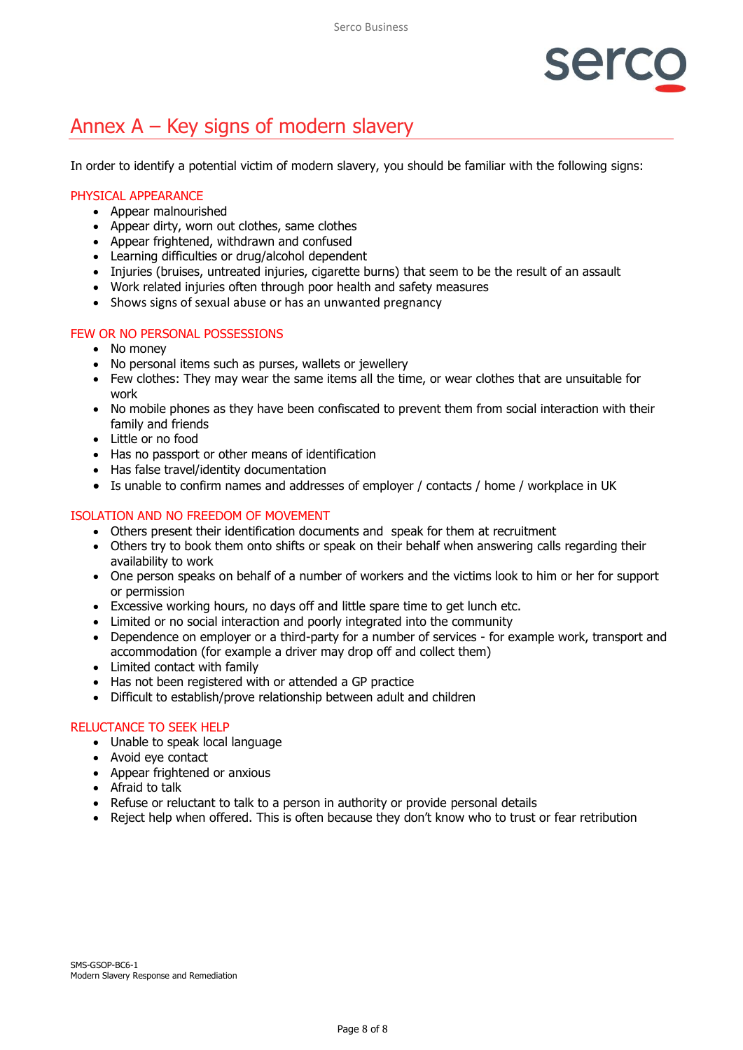# Annex A – Key signs of modern slavery

In order to identify a potential victim of modern slavery, you should be familiar with the following signs:

## PHYSICAL APPEARANCE

- Appear malnourished
- Appear dirty, worn out clothes, same clothes
- Appear frightened, withdrawn and confused
- Learning difficulties or drug/alcohol dependent
- Injuries (bruises, untreated injuries, cigarette burns) that seem to be the result of an assault
- Work related injuries often through poor health and safety measures
- Shows signs of sexual abuse or has an unwanted pregnancy

## FEW OR NO PERSONAL POSSESSIONS

- No money
- No personal items such as purses, wallets or jewellery
- Few clothes: They may wear the same items all the time, or wear clothes that are unsuitable for work
- No mobile phones as they have been confiscated to prevent them from social interaction with their family and friends
- Little or no food
- Has no passport or other means of identification
- Has false travel/identity documentation
- Is unable to confirm names and addresses of employer / contacts / home / workplace in UK

## ISOLATION AND NO FREEDOM OF MOVEMENT

- Others present their identification documents and speak for them at recruitment
- Others try to book them onto shifts or speak on their behalf when answering calls regarding their availability to work
- One person speaks on behalf of a number of workers and the victims look to him or her for support or permission
- Excessive working hours, no days off and little spare time to get lunch etc.
- Limited or no social interaction and poorly integrated into the community
- Dependence on employer or a third-party for a number of services - for example work, transport and accommodation (for example a driver may drop off and collect them)
- Limited contact with family
- Has not been registered with or attended a GP practice
- Difficult to establish/prove relationship between adult and children

## RELUCTANCE TO SEEK HELP

- Unable to speak local language
- Avoid eye contact
- Appear frightened or anxious
- Afraid to talk
- Refuse or reluctant to talk to a person in authority or provide personal details
- Reject help when offered. This is often because they don't know who to trust or fear retribution